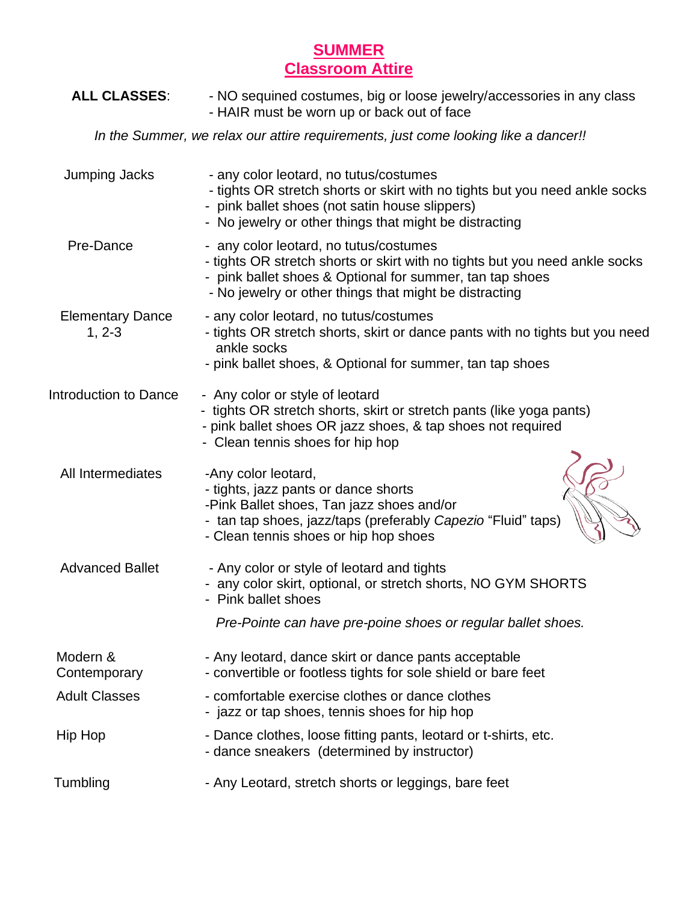# SUMMER
# Classroom Attire

**ALL CLASSES**:
- NO sequined costumes, big or loose jewelry/accessories in any class
- HAIR must be worn up or back out of face

*In the Summer, we relax our attire requirements, just come looking like a dancer!!*

| Class | Attire |
| --- | --- |
| Jumping Jacks | - any color leotard, no tutus/costumes<br>- tights OR stretch shorts or skirt with no tights but you need ankle socks<br>- pink ballet shoes (not satin house slippers)<br>- No jewelry or other things that might be distracting |
| Pre-Dance | - any color leotard, no tutus/costumes<br>- tights OR stretch shorts or skirt with no tights but you need ankle socks<br>- pink ballet shoes & Optional for summer, tan tap shoes<br>- No jewelry or other things that might be distracting |
| Elementary Dance 1, 2-3 | - any color leotard, no tutus/costumes<br>- tights OR stretch shorts, skirt or dance pants with no tights but you need ankle socks<br>- pink ballet shoes, & Optional for summer, tan tap shoes |
| Introduction to Dance | - Any color or style of leotard<br>- tights OR stretch shorts, skirt or stretch pants (like yoga pants)<br>- pink ballet shoes OR jazz shoes, & tap shoes not required<br>- Clean tennis shoes for hip hop |
| All Intermediates | -Any color leotard,<br>- tights, jazz pants or dance shorts<br>-Pink Ballet shoes, Tan jazz shoes and/or<br>- tan tap shoes, jazz/taps (preferably *Capezio* "Fluid" taps)<br>- Clean tennis shoes or hip hop shoes |
| Advanced Ballet | - Any color or style of leotard and tights<br>- any color skirt, optional, or stretch shorts, NO GYM SHORTS<br>- Pink ballet shoes<br>*Pre-Pointe can have pre-poine shoes or regular ballet shoes.* |
| Modern & Contemporary | - Any leotard, dance skirt or dance pants acceptable<br>- convertible or footless tights for sole shield or bare feet |
| Adult Classes | - comfortable exercise clothes or dance clothes<br>- jazz or tap shoes, tennis shoes for hip hop |
| Hip Hop | - Dance clothes, loose fitting pants, leotard or t-shirts, etc.<br>- dance sneakers (determined by instructor) |
| Tumbling | - Any Leotard, stretch shorts or leggings, bare feet |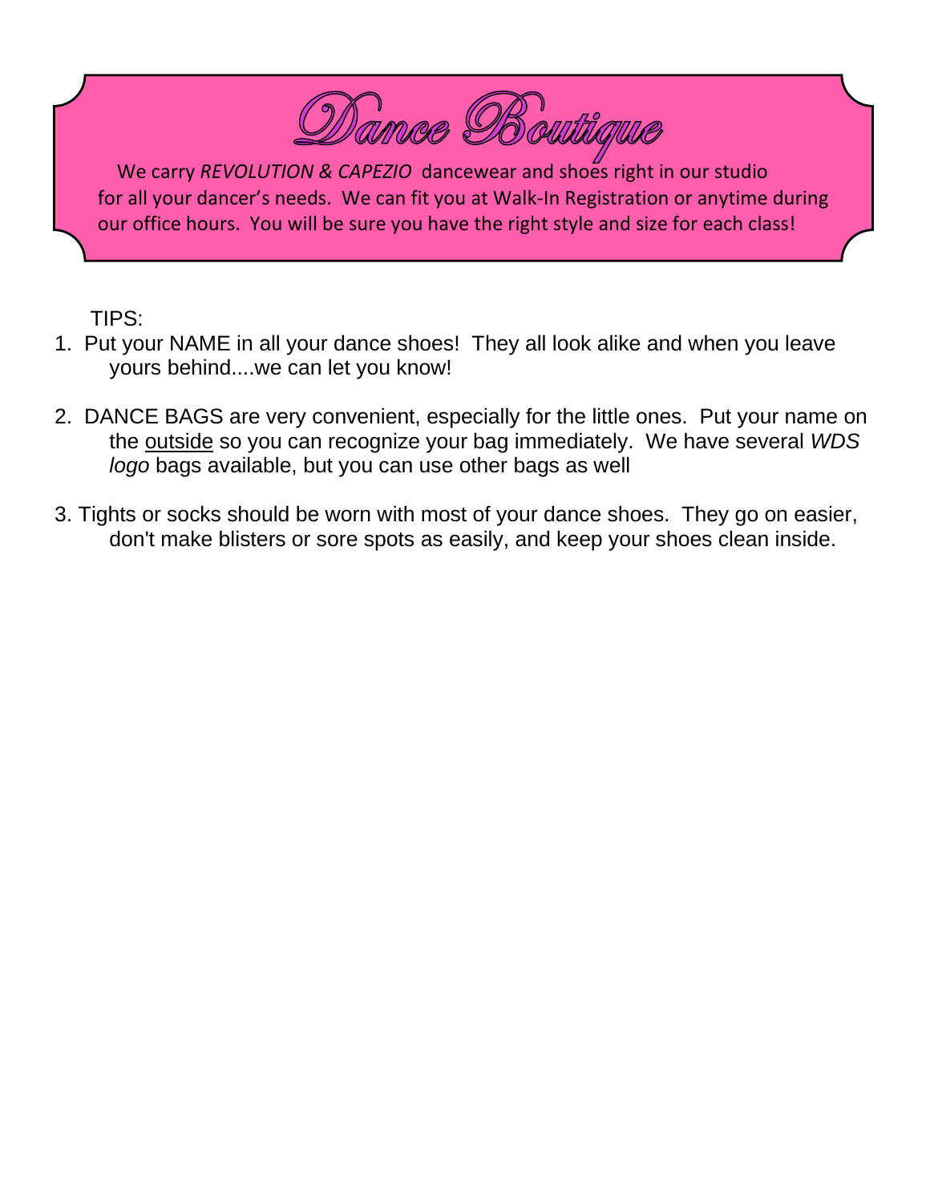# Dance Boutique

We carry *REVOLUTION & CAPEZIO* dancewear and shoes right in our studio for all your dancer's needs. We can fit you at Walk-In Registration or anytime during our office hours. You will be sure you have the right style and size for each class!

TIPS:

1. Put your NAME in all your dance shoes! They all look alike and when you leave yours behind....we can let you know!

2. DANCE BAGS are very convenient, especially for the little ones. Put your name on the <u>outside</u> so you can recognize your bag immediately. We have several *WDS logo* bags available, but you can use other bags as well

3. Tights or socks should be worn with most of your dance shoes. They go on easier, don't make blisters or sore spots as easily, and keep your shoes clean inside.